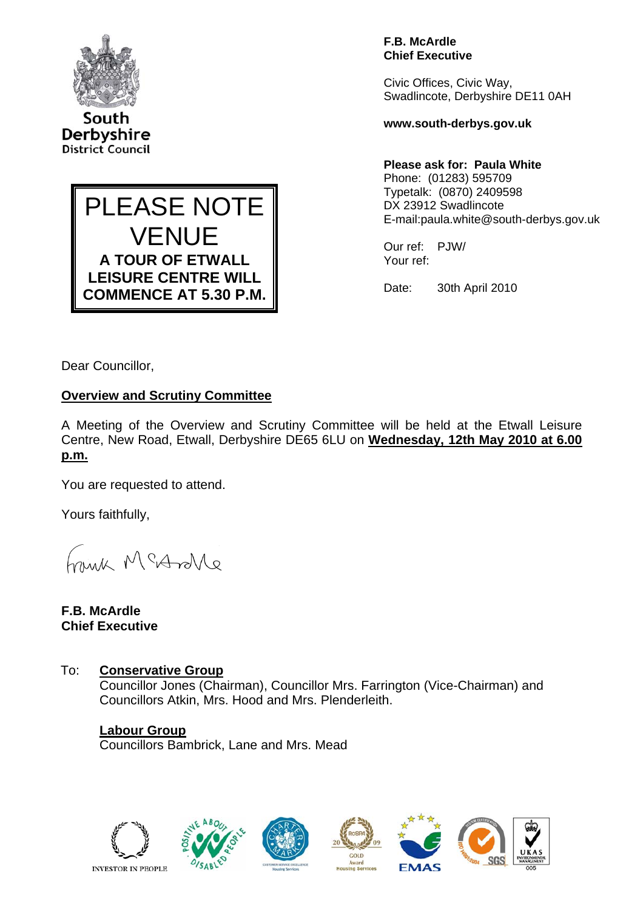South Derbyshire District Council

**PLEASE NOTE VENUE**

**A TOUR OF ETWALL LEISURE CENTRE WILL COMMENCE AT 5.30 P.M.**

**F.B. McArdle**
**Chief Executive**

Civic Offices, Civic Way,
Swadlincote, Derbyshire DE11 0AH

**www.south-derbys.gov.uk**

**Please ask for: Paula White**
Phone: (01283) 595709
Typetalk: (0870) 2409598
DX 23912 Swadlincote
E-mail:paula.white@south-derbys.gov.uk

Our ref: PJW/
Your ref:

Date: 30th April 2010

Dear Councillor,

## Overview and Scrutiny Committee

A Meeting of the Overview and Scrutiny Committee will be held at the Etwall Leisure Centre, New Road, Etwall, Derbyshire DE65 6LU on **Wednesday, 12th May 2010 at 6.00 p.m.**

You are requested to attend.

Yours faithfully,

Frank McArdle

**F.B. McArdle**
**Chief Executive**

To: **Conservative Group**
Councillor Jones (Chairman), Councillor Mrs. Farrington (Vice-Chairman) and Councillors Atkin, Mrs. Hood and Mrs. Plenderleith.

**Labour Group**
Councillors Bambrick, Lane and Mrs. Mead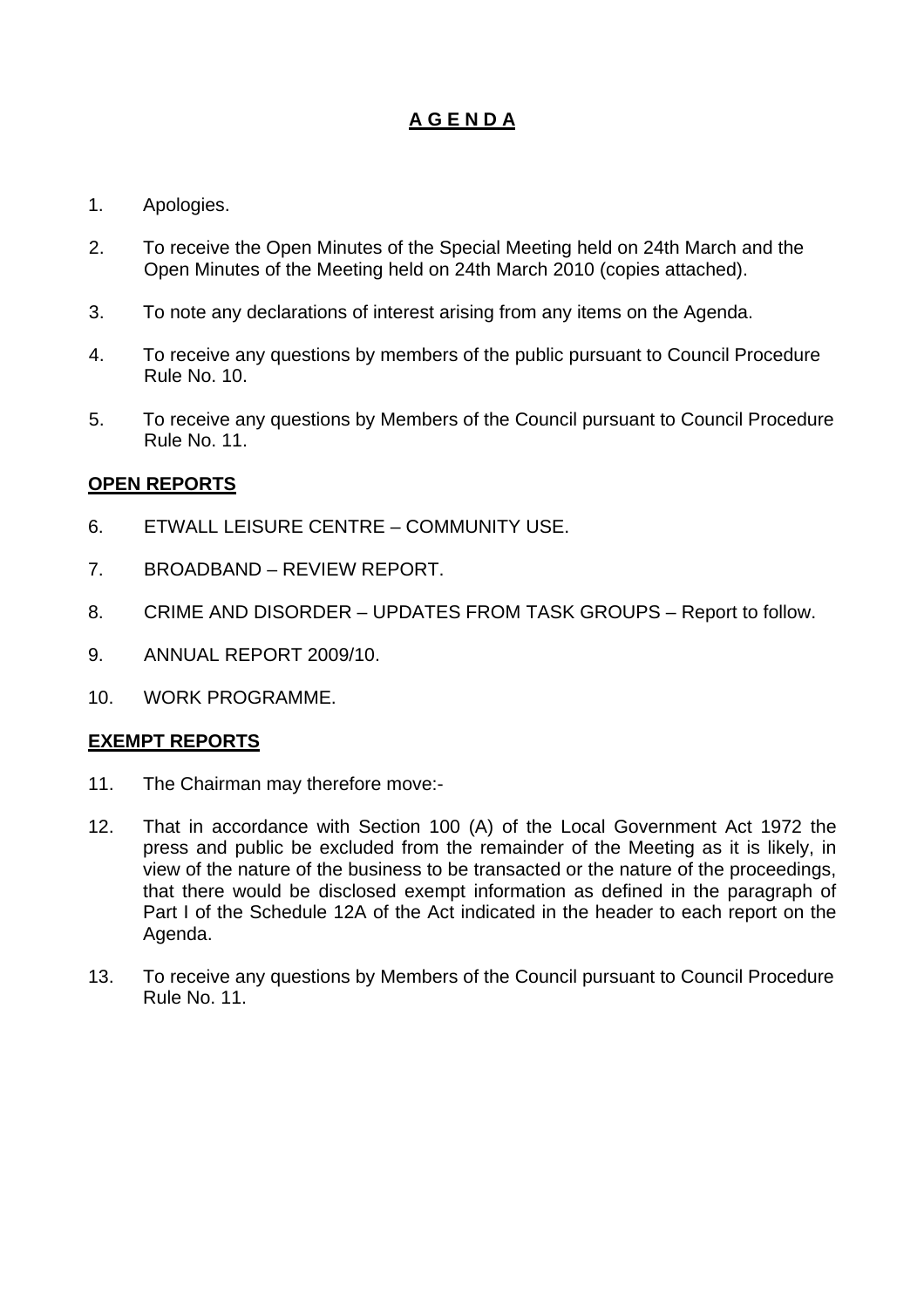# A G E N D A

1. Apologies.

2. To receive the Open Minutes of the Special Meeting held on 24th March and the Open Minutes of the Meeting held on 24th March 2010 (copies attached).

3. To note any declarations of interest arising from any items on the Agenda.

4. To receive any questions by members of the public pursuant to Council Procedure Rule No. 10.

5. To receive any questions by Members of the Council pursuant to Council Procedure Rule No. 11.

**OPEN REPORTS**

6. ETWALL LEISURE CENTRE – COMMUNITY USE.

7. BROADBAND – REVIEW REPORT.

8. CRIME AND DISORDER – UPDATES FROM TASK GROUPS – Report to follow.

9. ANNUAL REPORT 2009/10.

10. WORK PROGRAMME.

**EXEMPT REPORTS**

11. The Chairman may therefore move:-

12. That in accordance with Section 100 (A) of the Local Government Act 1972 the press and public be excluded from the remainder of the Meeting as it is likely, in view of the nature of the business to be transacted or the nature of the proceedings, that there would be disclosed exempt information as defined in the paragraph of Part I of the Schedule 12A of the Act indicated in the header to each report on the Agenda.

13. To receive any questions by Members of the Council pursuant to Council Procedure Rule No. 11.